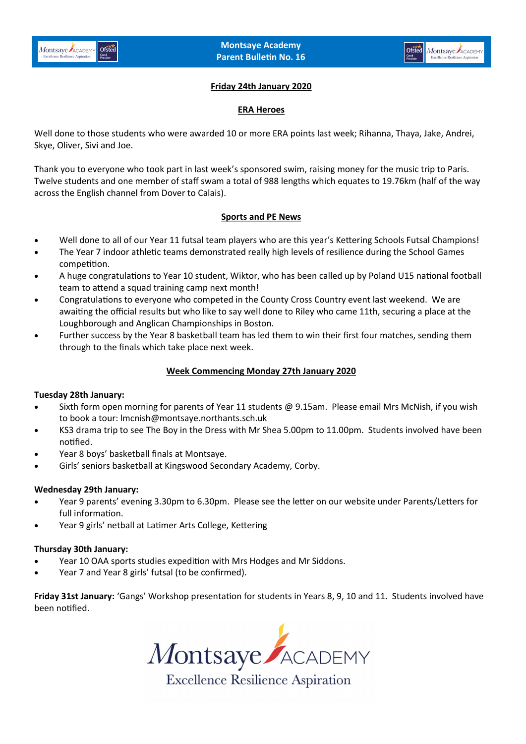# Montsaye Academy
## Parent Bulletin No. 16

**Friday 24th January 2020**

### ERA Heroes

Well done to those students who were awarded 10 or more ERA points last week; Rihanna, Thaya, Jake, Andrei, Skye, Oliver, Sivi and Joe.

Thank you to everyone who took part in last week's sponsored swim, raising money for the music trip to Paris. Twelve students and one member of staff swam a total of 988 lengths which equates to 19.76km (half of the way across the English channel from Dover to Calais).

### Sports and PE News

- Well done to all of our Year 11 futsal team players who are this year's Kettering Schools Futsal Champions!
- The Year 7 indoor athletic teams demonstrated really high levels of resilience during the School Games competition.
- A huge congratulations to Year 10 student, Wiktor, who has been called up by Poland U15 national football team to attend a squad training camp next month!
- Congratulations to everyone who competed in the County Cross Country event last weekend. We are awaiting the official results but who like to say well done to Riley who came 11th, securing a place at the Loughborough and Anglican Championships in Boston.
- Further success by the Year 8 basketball team has led them to win their first four matches, sending them through to the finals which take place next week.

### Week Commencing Monday 27th January 2020

**Tuesday 28th January:**

- Sixth form open morning for parents of Year 11 students @ 9.15am. Please email Mrs McNish, if you wish to book a tour: lmcnish@montsaye.northants.sch.uk
- KS3 drama trip to see The Boy in the Dress with Mr Shea 5.00pm to 11.00pm. Students involved have been notified.
- Year 8 boys' basketball finals at Montsaye.
- Girls' seniors basketball at Kingswood Secondary Academy, Corby.

**Wednesday 29th January:**

- Year 9 parents' evening 3.30pm to 6.30pm. Please see the letter on our website under Parents/Letters for full information.
- Year 9 girls' netball at Latimer Arts College, Kettering

**Thursday 30th January:**

- Year 10 OAA sports studies expedition with Mrs Hodges and Mr Siddons.
- Year 7 and Year 8 girls' futsal (to be confirmed).

**Friday 31st January:** 'Gangs' Workshop presentation for students in Years 8, 9, 10 and 11. Students involved have been notified.

Montsaye ACADEMY
Excellence Resilience Aspiration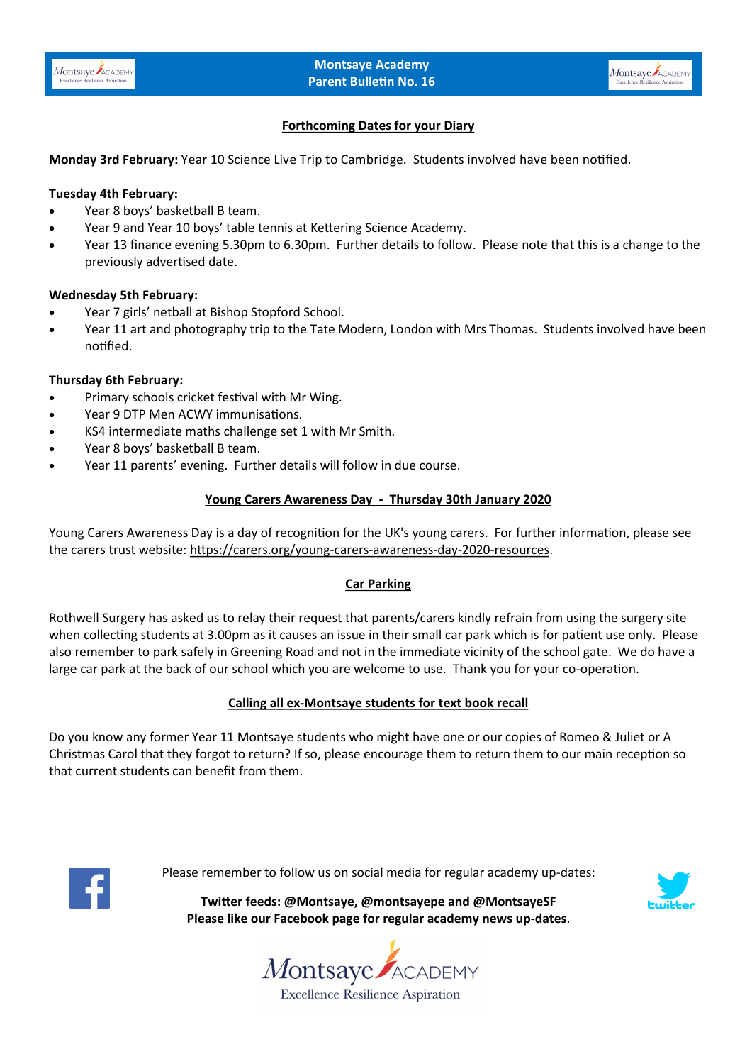## Forthcoming Dates for your Diary

**Monday 3rd February:** Year 10 Science Live Trip to Cambridge. Students involved have been notified.

**Tuesday 4th February:**

- Year 8 boys' basketball B team.
- Year 9 and Year 10 boys' table tennis at Kettering Science Academy.
- Year 13 finance evening 5.30pm to 6.30pm. Further details to follow. Please note that this is a change to the previously advertised date.

**Wednesday 5th February:**

- Year 7 girls' netball at Bishop Stopford School.
- Year 11 art and photography trip to the Tate Modern, London with Mrs Thomas. Students involved have been notified.

**Thursday 6th February:**

- Primary schools cricket festival with Mr Wing.
- Year 9 DTP Men ACWY immunisations.
- KS4 intermediate maths challenge set 1 with Mr Smith.
- Year 8 boys' basketball B team.
- Year 11 parents' evening. Further details will follow in due course.

## Young Carers Awareness Day - Thursday 30th January 2020

Young Carers Awareness Day is a day of recognition for the UK's young carers. For further information, please see the carers trust website: https://carers.org/young-carers-awareness-day-2020-resources.

## Car Parking

Rothwell Surgery has asked us to relay their request that parents/carers kindly refrain from using the surgery site when collecting students at 3.00pm as it causes an issue in their small car park which is for patient use only. Please also remember to park safely in Greening Road and not in the immediate vicinity of the school gate. We do have a large car park at the back of our school which you are welcome to use. Thank you for your co-operation.

## Calling all ex-Montsaye students for text book recall

Do you know any former Year 11 Montsaye students who might have one or our copies of Romeo & Juliet or A Christmas Carol that they forgot to return? If so, please encourage them to return them to our main reception so that current students can benefit from them.

Please remember to follow us on social media for regular academy up-dates:

**Twitter feeds: @Montsaye, @montsayepe and @MontsayeSF**
**Please like our Facebook page for regular academy news up-dates**.

Montsaye Academy
Excellence Resilience Aspiration